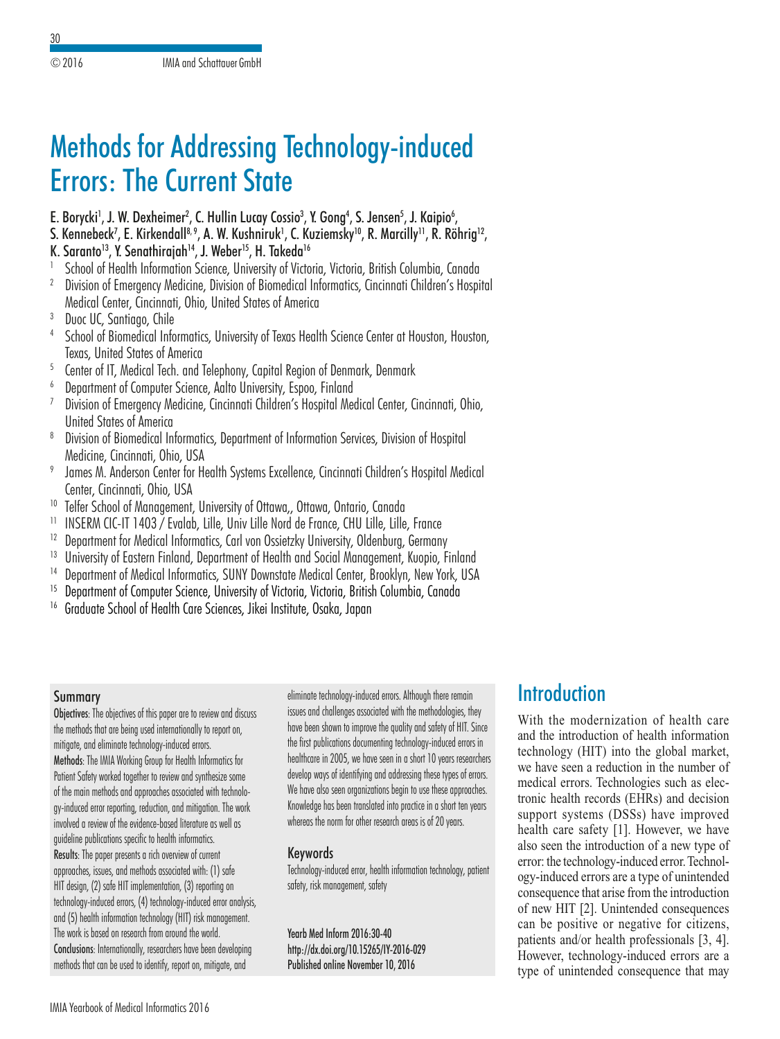# Methods for Addressing Technology-induced Errors: The Current State

E. Borycki[1], J. W. Dexheimer[2], C. Hullin Lucay Cossio[3], Y. Gong[4], S. Jensen[5], J. Kaipio[6], S. Kennebeck[7], E. Kirkendall[8, 9], A. W. Kushniruk[1], C. Kuziemsky[10], R. Marcilly[11], R. Röhrig[12], K. Saranto[13], Y. Senathirajah[14], J. Weber[15], H. Takeda[16]

[1] School of Health Information Science, University of Victoria, Victoria, British Columbia, Canada
[2] Division of Emergency Medicine, Division of Biomedical Informatics, Cincinnati Children's Hospital Medical Center, Cincinnati, Ohio, United States of America
[3] Duoc UC, Santiago, Chile
[4] School of Biomedical Informatics, University of Texas Health Science Center at Houston, Houston, Texas, United States of America
[5] Center of IT, Medical Tech. and Telephony, Capital Region of Denmark, Denmark
[6] Department of Computer Science, Aalto University, Espoo, Finland
[7] Division of Emergency Medicine, Cincinnati Children's Hospital Medical Center, Cincinnati, Ohio, United States of America
[8] Division of Biomedical Informatics, Department of Information Services, Division of Hospital Medicine, Cincinnati, Ohio, USA
[9] James M. Anderson Center for Health Systems Excellence, Cincinnati Children's Hospital Medical Center, Cincinnati, Ohio, USA
[10] Telfer School of Management, University of Ottawa,, Ottawa, Ontario, Canada
[11] INSERM CIC-IT 1403 / Evalab, Lille, Univ Lille Nord de France, CHU Lille, Lille, France
[12] Department for Medical Informatics, Carl von Ossietzky University, Oldenburg, Germany
[13] University of Eastern Finland, Department of Health and Social Management, Kuopio, Finland
[14] Department of Medical Informatics, SUNY Downstate Medical Center, Brooklyn, New York, USA
[15] Department of Computer Science, University of Victoria, Victoria, British Columbia, Canada
[16] Graduate School of Health Care Sciences, Jikei Institute, Osaka, Japan

## Summary

**Objectives**: The objectives of this paper are to review and discuss the methods that are being used internationally to report on, mitigate, and eliminate technology-induced errors.

**Methods**: The IMIA Working Group for Health Informatics for Patient Safety worked together to review and synthesize some of the main methods and approaches associated with technology-induced error reporting, reduction, and mitigation. The work involved a review of the evidence-based literature as well as guideline publications specific to health informatics.

**Results**: The paper presents a rich overview of current approaches, issues, and methods associated with: (1) safe HIT design, (2) safe HIT implementation, (3) reporting on technology-induced errors, (4) technology-induced error analysis, and (5) health information technology (HIT) risk management. The work is based on research from around the world.

**Conclusions**: Internationally, researchers have been developing methods that can be used to identify, report on, mitigate, and eliminate technology-induced errors. Although there remain issues and challenges associated with the methodologies, they have been shown to improve the quality and safety of HIT. Since the first publications documenting technology-induced errors in healthcare in 2005, we have seen in a short 10 years researchers develop ways of identifying and addressing these types of errors. We have also seen organizations begin to use these approaches. Knowledge has been translated into practice in a short ten years whereas the norm for other research areas is of 20 years.

## Keywords

Technology-induced error, health information technology, patient safety, risk management, safety

Yearb Med Inform 2016:30-40
http://dx.doi.org/10.15265/IY-2016-029
Published online November 10, 2016

## Introduction

With the modernization of health care and the introduction of health information technology (HIT) into the global market, we have seen a reduction in the number of medical errors. Technologies such as electronic health records (EHRs) and decision support systems (DSSs) have improved health care safety [1]. However, we have also seen the introduction of a new type of error: the technology-induced error. Technology-induced errors are a type of unintended consequence that arise from the introduction of new HIT [2]. Unintended consequences can be positive or negative for citizens, patients and/or health professionals [3, 4]. However, technology-induced errors are a type of unintended consequence that may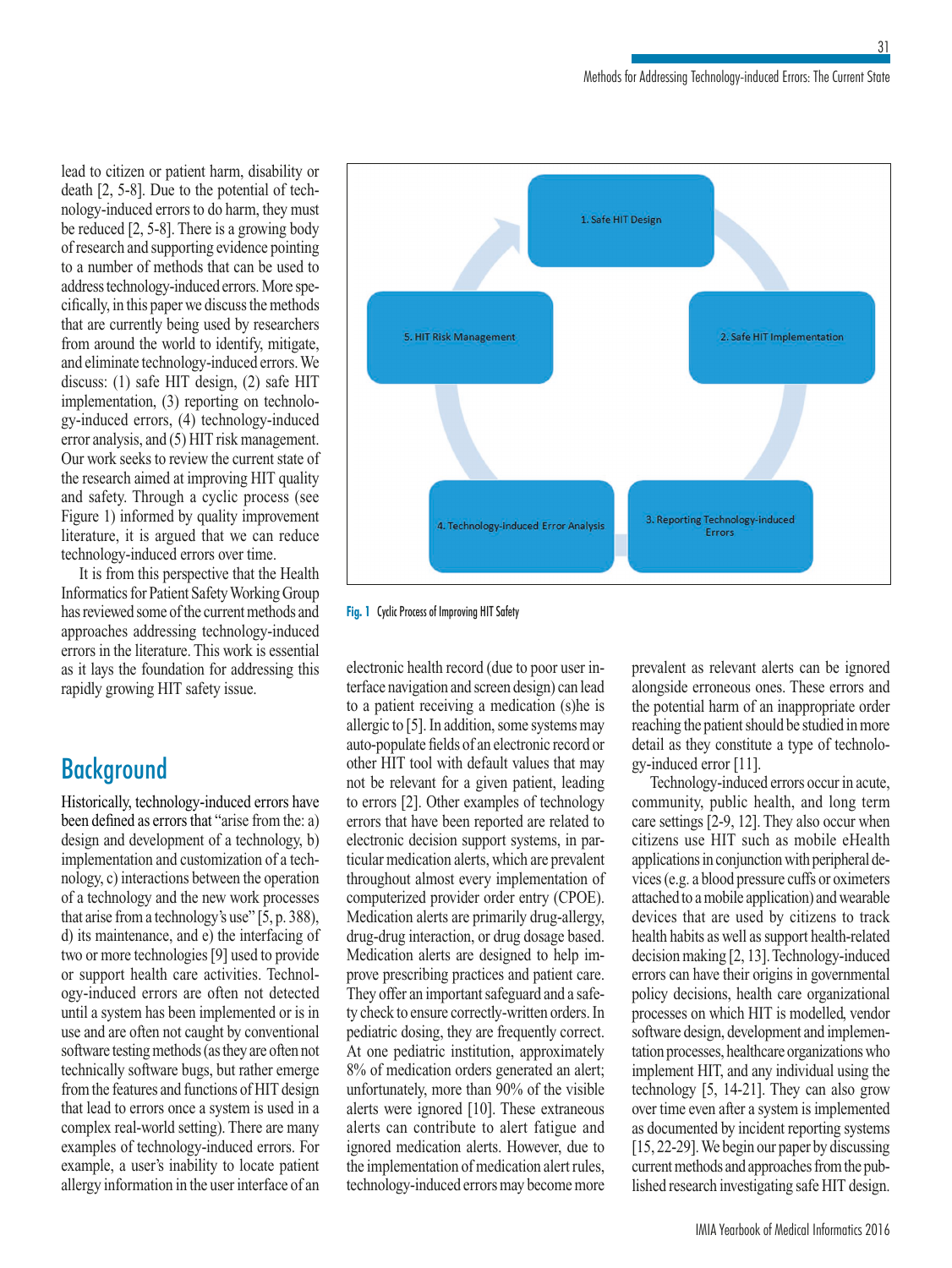lead to citizen or patient harm, disability or death [2, 5-8]. Due to the potential of technology-induced errors to do harm, they must be reduced [2, 5-8]. There is a growing body of research and supporting evidence pointing to a number of methods that can be used to address technology-induced errors. More specifically, in this paper we discuss the methods that are currently being used by researchers from around the world to identify, mitigate, and eliminate technology-induced errors. We discuss: (1) safe HIT design, (2) safe HIT implementation, (3) reporting on technology-induced errors, (4) technology-induced error analysis, and (5) HIT risk management. Our work seeks to review the current state of the research aimed at improving HIT quality and safety. Through a cyclic process (see Figure 1) informed by quality improvement literature, it is argued that we can reduce technology-induced errors over time.

It is from this perspective that the Health Informatics for Patient Safety Working Group has reviewed some of the current methods and approaches addressing technology-induced errors in the literature. This work is essential as it lays the foundation for addressing this rapidly growing HIT safety issue.

1. Safe HIT Design

2. Safe HIT Implementation

3. Reporting Technology-induced Errors

4. Technology-induced Error Analysis

5. HIT Risk Management

**Fig. 1** Cyclic Process of Improving HIT Safety

## Background

Historically, technology-induced errors have been defined as errors that "arise from the: a) design and development of a technology, b) implementation and customization of a technology, c) interactions between the operation of a technology and the new work processes that arise from a technology's use" [5, p. 388), d) its maintenance, and e) the interfacing of two or more technologies [9] used to provide or support health care activities. Technology-induced errors are often not detected until a system has been implemented or is in use and are often not caught by conventional software testing methods (as they are often not technically software bugs, but rather emerge from the features and functions of HIT design that lead to errors once a system is used in a complex real-world setting). There are many examples of technology-induced errors. For example, a user's inability to locate patient allergy information in the user interface of an electronic health record (due to poor user interface navigation and screen design) can lead to a patient receiving a medication (s)he is allergic to [5]. In addition, some systems may auto-populate fields of an electronic record or other HIT tool with default values that may not be relevant for a given patient, leading to errors [2]. Other examples of technology errors that have been reported are related to electronic decision support systems, in particular medication alerts, which are prevalent throughout almost every implementation of computerized provider order entry (CPOE). Medication alerts are primarily drug-allergy, drug-drug interaction, or drug dosage based. Medication alerts are designed to help improve prescribing practices and patient care. They offer an important safeguard and a safety check to ensure correctly-written orders. In pediatric dosing, they are frequently correct. At one pediatric institution, approximately 8% of medication orders generated an alert; unfortunately, more than 90% of the visible alerts were ignored [10]. These extraneous alerts can contribute to alert fatigue and ignored medication alerts. However, due to the implementation of medication alert rules, technology-induced errors may become more prevalent as relevant alerts can be ignored alongside erroneous ones. These errors and the potential of harm of an inappropriate order reaching the patient should be studied in more detail as they constitute a type of technology-induced error [11].

Technology-induced errors occur in acute, community, public health, and long term care settings [2-9, 12]. They also occur when citizens use HIT such as mobile eHealth applications in conjunction with peripheral devices (e.g. a blood pressure cuffs or oximeters attached to a mobile application) and wearable devices that are used by citizens to track health habits as well as support health-related decision making [2, 13]. Technology-induced errors can have their origins in governmental policy decisions, health care organizational processes on which HIT is modelled, vendor software design, development and implementation processes, healthcare organizations who implement HIT, and any individual using the technology [5, 14-21]. They can also grow over time even after a system is implemented as documented by incident reporting systems [15, 22-29]. We begin our paper by discussing current methods and approaches from the published research investigating safe HIT design.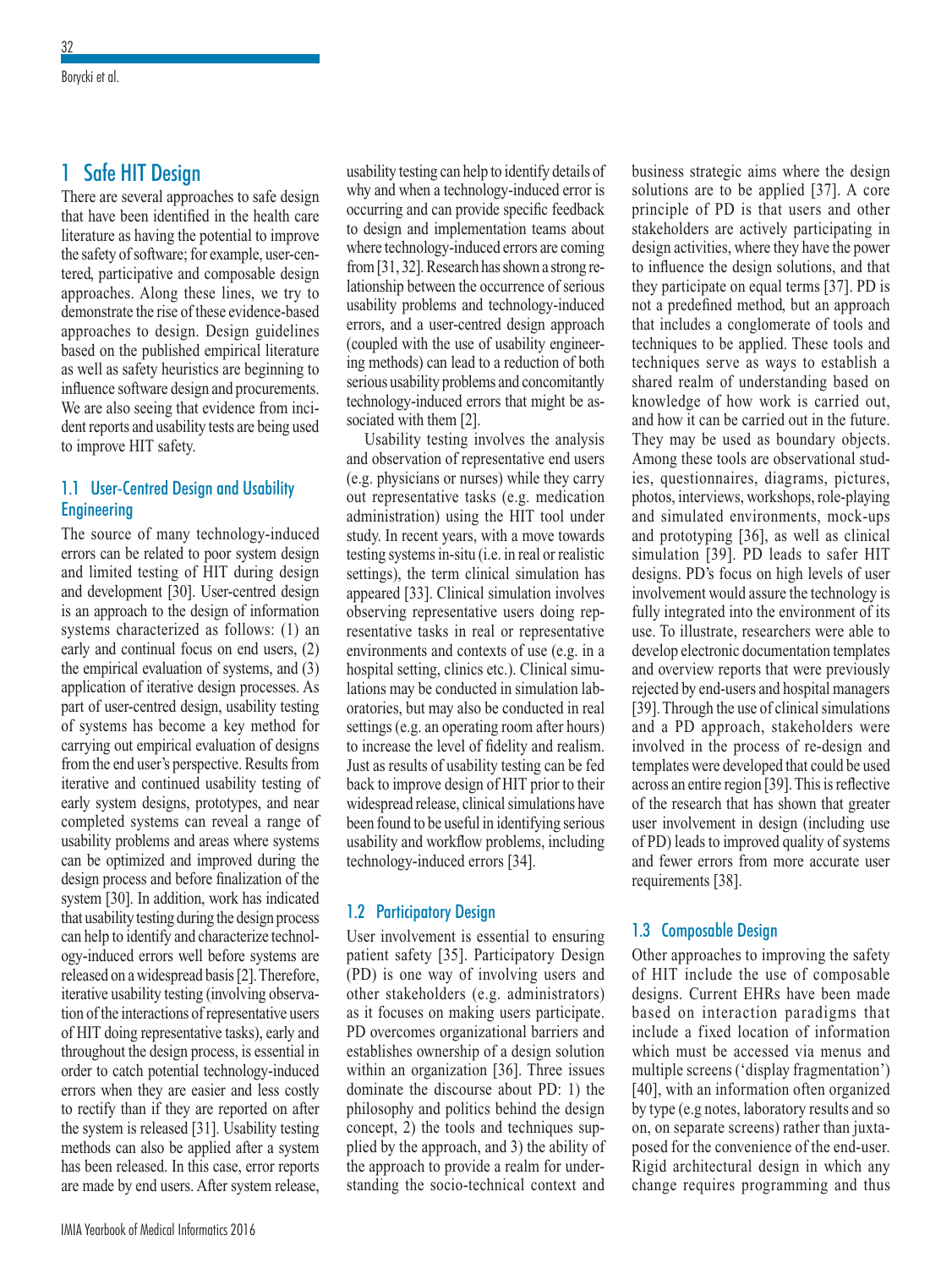# 1 Safe HIT Design

There are several approaches to safe design that have been identified in the health care literature as having the potential to improve the safety of software; for example, user-centered, participative and composable design approaches. Along these lines, we try to demonstrate the rise of these evidence-based approaches to design. Design guidelines based on the published empirical literature as well as safety heuristics are beginning to influence software design and procurements. We are also seeing that evidence from incident reports and usability tests are being used to improve HIT safety.

## 1.1 User-Centred Design and Usability Engineering

The source of many technology-induced errors can be related to poor system design and limited testing of HIT during design and development [30]. User-centred design is an approach to the design of information systems characterized as follows: (1) an early and continual focus on end users, (2) the empirical evaluation of systems, and (3) application of iterative design processes. As part of user-centred design, usability testing of systems has become a key method for carrying out empirical evaluation of designs from the end user's perspective. Results from iterative and continued usability testing of early system designs, prototypes, and near completed systems can reveal a range of usability problems and areas where systems can be optimized and improved during the design process and before finalization of the system [30]. In addition, work has indicated that usability testing during the design process can help to identify and characterize technology-induced errors well before systems are released on a widespread basis [2]. Therefore, iterative usability testing (involving observation of the interactions of representative users of HIT doing representative tasks), early and throughout the design process, is essential in order to catch potential technology-induced errors when they are easier and less costly to rectify than if they are reported on after the system is released [31]. Usability testing methods can also be applied after a system has been released. In this case, error reports are made by end users. After system release, usability testing can help to identify details of why and when a technology-induced error is occurring and can provide specific feedback to design and implementation teams about where technology-induced errors are coming from [31, 32]. Research has shown a strong relationship between the occurrence of serious usability problems and technology-induced errors, and a user-centred design approach (coupled with the use of usability engineering methods) can lead to a reduction of both serious usability problems and concomitantly technology-induced errors that might be associated with them [2].

Usability testing involves the analysis and observation of representative end users (e.g. physicians or nurses) while they carry out representative tasks (e.g. medication administration) using the HIT tool under study. In recent years, with a move towards testing systems in-situ (i.e. in real or realistic settings), the term clinical simulation has appeared [33]. Clinical simulation involves observing representative users doing representative tasks in real or representative environments and contexts of use (e.g. in a hospital setting, clinics etc.). Clinical simulations may be conducted in simulation laboratories, but may also be conducted in real settings (e.g. an operating room after hours) to increase the level of fidelity and realism. Just as results of usability testing can be fed back to improve design of HIT prior to their widespread release, clinical simulations have been found to be useful in identifying serious usability and workflow problems, including technology-induced errors [34].

## 1.2 Participatory Design

User involvement is essential to ensuring patient safety [35]. Participatory Design (PD) is one way of involving users and other stakeholders (e.g. administrators) as it focuses on making users participate. PD overcomes organizational barriers and establishes ownership of a design solution within an organization [36]. Three issues dominate the discourse about PD: 1) the philosophy and politics behind the design concept, 2) the tools and techniques supplied by the approach, and 3) the ability of the approach to provide a realm for understanding the socio-technical context and business strategic aims where the design solutions are to be applied [37]. A core principle of PD is that users and other stakeholders are actively participating in design activities, where they have the power to influence the design solutions, and that they participate on equal terms [37]. PD is not a predefined method, but an approach that includes a conglomerate of tools and techniques to be applied. These tools and techniques serve as ways to establish a shared realm of understanding based on knowledge of how work is carried out, and how it can be carried out in the future. They may be used as boundary objects. Among these tools are observational studies, questionnaires, diagrams, pictures, photos, interviews, workshops, role-playing and simulated environments, mock-ups and prototyping [36], as well as clinical simulation [39]. PD leads to safer HIT designs. PD's focus on high levels of user involvement would assure the technology is fully integrated into the environment of its use. To illustrate, researchers were able to develop electronic documentation templates and overview reports that were previously rejected by end-users and hospital managers [39]. Through the use of clinical simulations and a PD approach, stakeholders were involved in the process of re-design and templates were developed that could be used across an entire region [39]. This is reflective of the research that has shown that greater user involvement in design (including use of PD) leads to improved quality of systems and fewer errors from more accurate user requirements [38].

## 1.3 Composable Design

Other approaches to improving the safety of HIT include the use of composable designs. Current EHRs have been made based on interaction paradigms that include a fixed location of information which must be accessed via menus and multiple screens ('display fragmentation') [40], with an information often organized by type (e.g notes, laboratory results and so on, on separate screens) rather than juxtaposed for the convenience of the end-user. Rigid architectural design in which any change requires programming and thus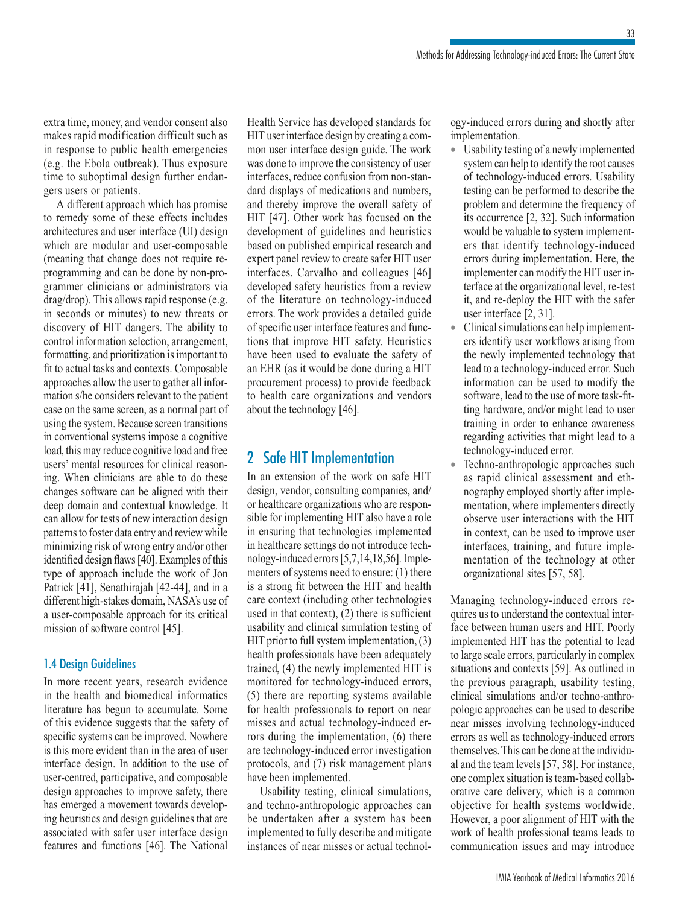extra time, money, and vendor consent also makes rapid modification difficult such as in response to public health emergencies (e.g. the Ebola outbreak). Thus exposure time to suboptimal design further endangers users or patients.

A different approach which has promise to remedy some of these effects includes architectures and user interface (UI) design which are modular and user-composable (meaning that change does not require re-programming and can be done by non-programmer clinicians or administrators via drag/drop). This allows rapid response (e.g. in seconds or minutes) to new threats or discovery of HIT dangers. The ability to control information selection, arrangement, formatting, and prioritization is important to fit to actual tasks and contexts. Composable approaches allow the user to gather all information s/he considers relevant to the patient case on the same screen, as a normal part of using the system. Because screen transitions in conventional systems impose a cognitive load, this may reduce cognitive load and free users' mental resources for clinical reasoning. When clinicians are able to do these changes software can be aligned with their deep domain and contextual knowledge. It can allow for tests of new interaction design patterns to foster data entry and review while minimizing risk of wrong entry and/or other identified design flaws [40]. Examples of this type of approach include the work of Jon Patrick [41], Senathirajah [42-44], and in a different high-stakes domain, NASA's use of a user-composable approach for its critical mission of software control [45].

### 1.4 Design Guidelines

In more recent years, research evidence in the health and biomedical informatics literature has begun to accumulate. Some of this evidence suggests that the safety of specific systems can be improved. Nowhere is this more evident than in the area of user interface design. In addition to the use of user-centred, participative, and composable design approaches to improve safety, there has emerged a movement towards developing heuristics and design guidelines that are associated with safer user interface design features and functions [46]. The National Health Service has developed standards for HIT user interface design by creating a common user interface design guide. The work was done to improve the consistency of user interfaces, reduce confusion from non-standard displays of medications and numbers, and thereby improve the overall safety of HIT [47]. Other work has focused on the development of guidelines and heuristics based on published empirical research and expert panel review to create safer HIT user interfaces. Carvalho and colleagues [46] developed safety heuristics from a review of the literature on technology-induced errors. The work provides a detailed guide of specific user interface features and functions that improve HIT safety. Heuristics have been used to evaluate the safety of an EHR (as it would be done during a HIT procurement process) to provide feedback to health care organizations and vendors about the technology [46].

## 2 Safe HIT Implementation

In an extension of the work on safe HIT design, vendor, consulting companies, and/or healthcare organizations who are responsible for implementing HIT also have a role in ensuring that technologies implemented in healthcare settings do not introduce technology-induced errors [5,7,14,18,56]. Implementers of systems need to ensure: (1) there is a strong fit between the HIT and health care context (including other technologies used in that context), (2) there is sufficient usability and clinical simulation testing of HIT prior to full system implementation, (3) health professionals have been adequately trained, (4) the newly implemented HIT is monitored for technology-induced errors, (5) there are reporting systems available for health professionals to report on near misses and actual technology-induced errors during the implementation, (6) there are technology-induced error investigation protocols, and (7) risk management plans have been implemented.

Usability testing, clinical simulations, and techno-anthropologic approaches can be undertaken after a system has been implemented to fully describe and mitigate instances of near misses or actual technology-induced errors during and shortly after implementation.

- Usability testing of a newly implemented system can help to identify the root causes of technology-induced errors. Usability testing can be performed to describe the problem and determine the frequency of its occurrence [2, 32]. Such information would be valuable to system implementers that identify technology-induced errors during implementation. Here, the implementer can modify the HIT user interface at the organizational level, re-test it, and re-deploy the HIT with the safer user interface [2, 31].
- Clinical simulations can help implementers identify user workflows arising from the newly implemented technology that lead to a technology-induced error. Such information can be used to modify the software, lead to the use of more task-fitting hardware, and/or might lead to user training in order to enhance awareness regarding activities that might lead to a technology-induced error.
- Techno-anthropologic approaches such as rapid clinical assessment and ethnography employed shortly after implementation, where implementers directly observe user interactions with the HIT in context, can be used to improve user interfaces, training, and future implementation of the technology at other organizational sites [57, 58].

Managing technology-induced errors requires us to understand the contextual interface between human users and HIT. Poorly implemented HIT has the potential to lead to large scale errors, particularly in complex situations and contexts [59]. As outlined in the previous paragraph, usability testing, clinical simulations and/or techno-anthropologic approaches can be used to describe near misses involving technology-induced errors as well as technology-induced errors themselves. This can be done at the individual and the team levels [57, 58]. For instance, one complex situation is team-based collaborative care delivery, which is a common objective for health systems worldwide. However, a poor alignment of HIT with the work of health professional teams leads to communication issues and may introduce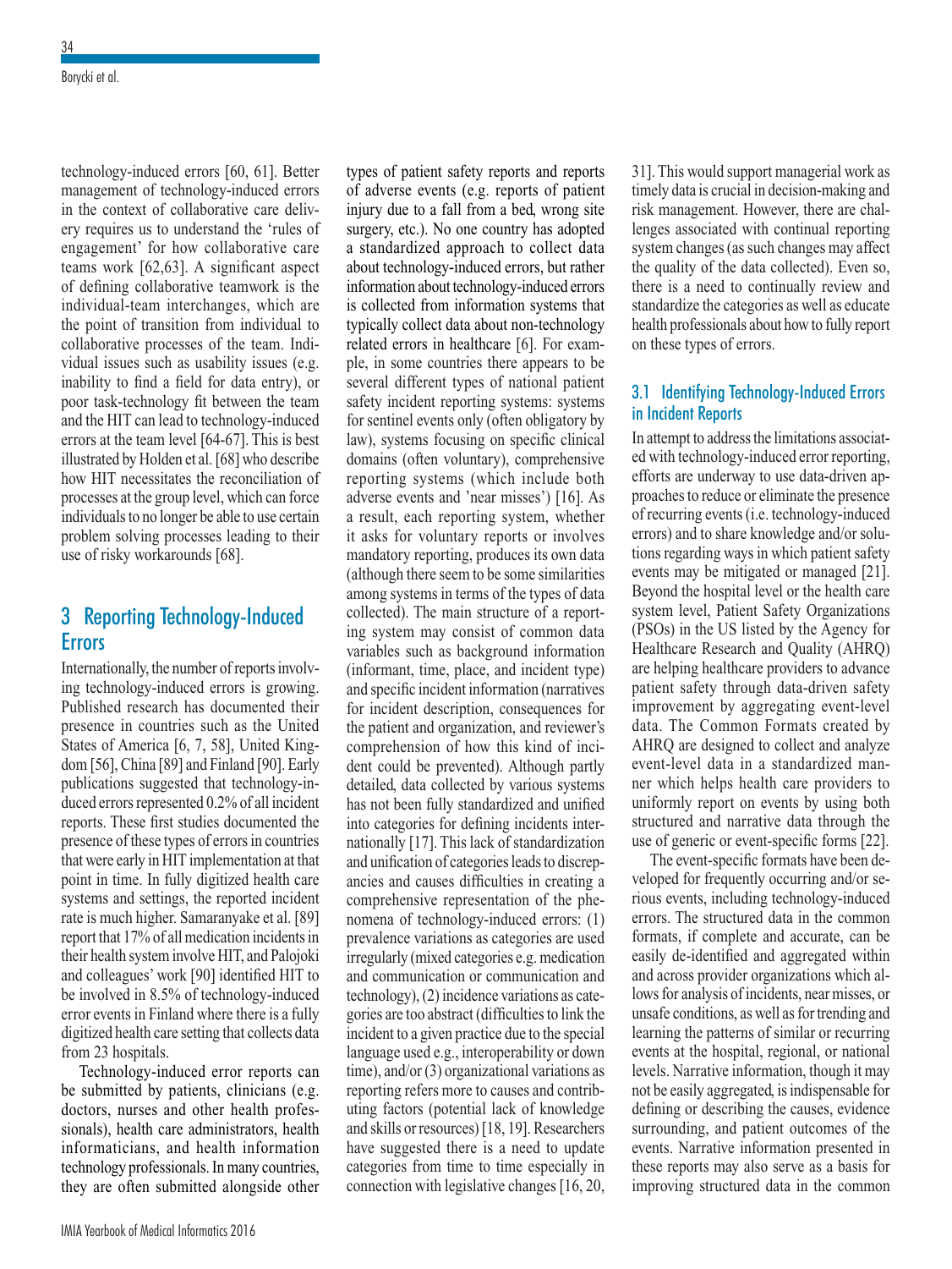technology-induced errors [60, 61]. Better management of technology-induced errors in the context of collaborative care delivery requires us to understand the 'rules of engagement' for how collaborative care teams work [62,63]. A significant aspect of defining collaborative teamwork is the individual-team interchanges, which are the point of transition from individual to collaborative processes of the team. Individual issues such as usability issues (e.g. inability to find a field for data entry), or poor task-technology fit between the team and the HIT can lead to technology-induced errors at the team level [64-67]. This is best illustrated by Holden et al. [68] who describe how HIT necessitates the reconciliation of processes at the group level, which can force individuals to no longer be able to use certain problem solving processes leading to their use of risky workarounds [68].

## 3 Reporting Technology-Induced Errors

Internationally, the number of reports involving technology-induced errors is growing. Published research has documented their presence in countries such as the United States of America [6, 7, 58], United Kingdom [56], China [89] and Finland [90]. Early publications suggested that technology-induced errors represented 0.2% of all incident reports. These first studies documented the presence of these types of errors in countries that were early in HIT implementation at that point in time. In fully digitized health care systems and settings, the reported incident rate is much higher. Samaranyake et al. [89] report that 17% of all medication incidents in their health system involve HIT, and Palojoki and colleagues' work [90] identified HIT to be involved in 8.5% of technology-induced error events in Finland where there is a fully digitized health care setting that collects data from 23 hospitals.

Technology-induced error reports can be submitted by patients, clinicians (e.g. doctors, nurses and other health professionals), health care administrators, health informaticians, and health information technology professionals. In many countries, they are often submitted alongside other types of patient safety reports and reports of adverse events (e.g. reports of patient injury due to a fall from a bed, wrong site surgery, etc.). No one country has adopted a standardized approach to collect data about technology-induced errors, but rather information about technology-induced errors is collected from information systems that typically collect data about non-technology related errors in healthcare [6]. For example, in some countries there appears to be several different types of national patient safety incident reporting systems: systems for sentinel events only (often obligatory by law), systems focusing on specific clinical domains (often voluntary), comprehensive reporting systems (which include both adverse events and 'near misses') [16]. As a result, each reporting system, whether it asks for voluntary reports or involves mandatory reporting, produces its own data (although there seem to be some similarities among systems in terms of the types of data collected). The main structure of a reporting system may consist of common data variables such as background information (informant, time, place, and incident type) and specific incident information (narratives for incident description, consequences for the patient and organization, and reviewer's comprehension of how this kind of incident could be prevented). Although partly detailed, data collected by various systems has not been fully standardized and unified into categories for defining incidents internationally [17]. This lack of standardization and unification of categories leads to discrepancies and causes difficulties in creating a comprehensive representation of the phenomena of technology-induced errors: (1) prevalence variations as categories are used irregularly (mixed categories e.g. medication and communication or communication and technology), (2) incidence variations as categories are too abstract (difficulties to link the incident to a given practice due to the special language used e.g., interoperability or down time), and/or (3) organizational variations as reporting refers more to causes and contributing factors (potential lack of knowledge and skills or resources) [18, 19]. Researchers have suggested there is a need to update categories from time to time especially in connection with legislative changes [16, 20, 31]. This would support managerial work as timely data is crucial in decision-making and risk management. However, there are challenges associated with continual reporting system changes (as such changes may affect the quality of the data collected). Even so, there is a need to continually review and standardize the categories as well as educate health professionals about how to fully report on these types of errors.

### 3.1 Identifying Technology-Induced Errors in Incident Reports

In attempt to address the limitations associated with technology-induced error reporting, efforts are underway to use data-driven approaches to reduce or eliminate the presence of recurring events (i.e. technology-induced errors) and to share knowledge and/or solutions regarding ways in which patient safety events may be mitigated or managed [21]. Beyond the hospital level or the health care system level, Patient Safety Organizations (PSOs) in the US listed by the Agency for Healthcare Research and Quality (AHRQ) are helping healthcare providers to advance patient safety through data-driven safety improvement by aggregating event-level data. The Common Formats created by AHRQ are designed to collect and analyze event-level data in a standardized manner which helps health care providers to uniformly report on events by using both structured and narrative data through the use of generic or event-specific forms [22].

The event-specific formats have been developed for frequently occurring and/or serious events, including technology-induced errors. The structured data in the common formats, if complete and accurate, can be easily de-identified and aggregated within and across provider organizations which allows for analysis of incidents, near misses, or unsafe conditions, as well as for trending and learning the patterns of similar or recurring events at the hospital, regional, or national levels. Narrative information, though it may not be easily aggregated, is indispensable for defining or describing the causes, evidence surrounding, and patient outcomes of the events. Narrative information presented in these reports may also serve as a basis for improving structured data in the common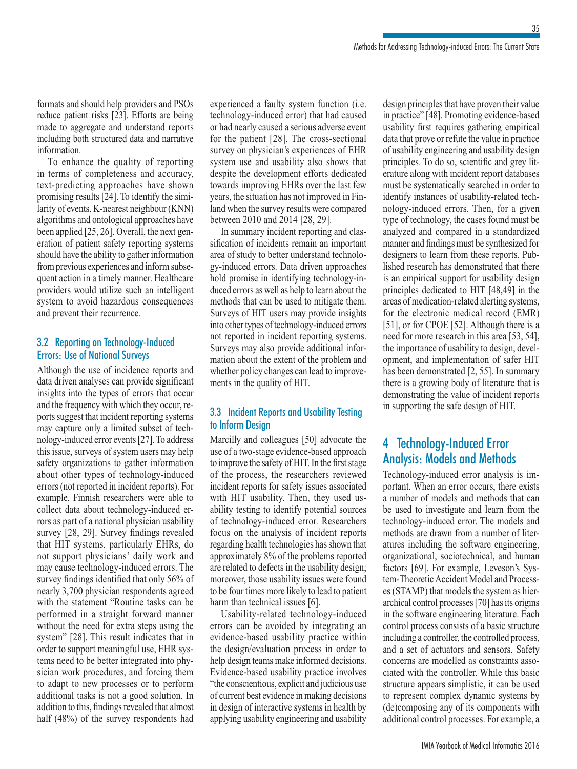formats and should help providers and PSOs reduce patient risks [23]. Efforts are being made to aggregate and understand reports including both structured data and narrative information.

To enhance the quality of reporting in terms of completeness and accuracy, text-predicting approaches have shown promising results [24]. To identify the similarity of events, K-nearest neighbour (KNN) algorithms and ontological approaches have been applied [25, 26]. Overall, the next generation of patient safety reporting systems should have the ability to gather information from previous experiences and inform subsequent action in a timely manner. Healthcare providers would utilize such an intelligent system to avoid hazardous consequences and prevent their recurrence.

### 3.2 Reporting on Technology-Induced Errors: Use of National Surveys

Although the use of incidence reports and data driven analyses can provide significant insights into the types of errors that occur and the frequency with which they occur, reports suggest that incident reporting systems may capture only a limited subset of technology-induced error events [27]. To address this issue, surveys of system users may help safety organizations to gather information about other types of technology-induced errors (not reported in incident reports). For example, Finnish researchers were able to collect data about technology-induced errors as part of a national physician usability survey [28, 29]. Survey findings revealed that HIT systems, particularly EHRs, do not support physicians' daily work and may cause technology-induced errors. The survey findings identified that only 56% of nearly 3,700 physician respondents agreed with the statement "Routine tasks can be performed in a straight forward manner without the need for extra steps using the system" [28]. This result indicates that in order to support meaningful use, EHR systems need to be better integrated into physician work procedures, and forcing them to adapt to new processes or to perform additional tasks is not a good solution. In addition to this, findings revealed that almost half (48%) of the survey respondents had experienced a faulty system function (i.e. technology-induced error) that had caused or had nearly caused a serious adverse event for the patient [28]. The cross-sectional survey on physician's experiences of EHR system use and usability also shows that despite the development efforts dedicated towards improving EHRs over the last few years, the situation has not improved in Finland when the survey results were compared between 2010 and 2014 [28, 29].

In summary incident reporting and classification of incidents remain an important area of study to better understand technology-induced errors. Data driven approaches hold promise in identifying technology-induced errors as well as help to learn about the methods that can be used to mitigate them. Surveys of HIT users may provide insights into other types of technology-induced errors not reported in incident reporting systems. Surveys may also provide additional information about the extent of the problem and whether policy changes can lead to improvements in the quality of HIT.

### 3.3 Incident Reports and Usability Testing to Inform Design

Marcilly and colleagues [50] advocate the use of a two-stage evidence-based approach to improve the safety of HIT. In the first stage of the process, the researchers reviewed incident reports for safety issues associated with HIT usability. Then, they used usability testing to identify potential sources of technology-induced error. Researchers focus on the analysis of incident reports regarding health technologies has shown that approximately 8% of the problems reported are related to defects in the usability design; moreover, those usability issues were found to be four times more likely to lead to patient harm than technical issues [6].

Usability-related technology-induced errors can be avoided by integrating an evidence-based usability practice within the design/evaluation process in order to help design teams make informed decisions. Evidence-based usability practice involves "the conscientious, explicit and judicious use of current best evidence in making decisions in design of interactive systems in health by applying usability engineering and usability design principles that have proven their value in practice" [48]. Promoting evidence-based usability first requires gathering empirical data that prove or refute the value in practice of usability engineering and usability design principles. To do so, scientific and grey literature along with incident report databases must be systematically searched in order to identify instances of usability-related technology-induced errors. Then, for a given type of technology, the cases found must be analyzed and compared in a standardized manner and findings must be synthesized for designers to learn from these reports. Published research has demonstrated that there is an empirical support for usability design principles dedicated to HIT [48,49] in the areas of medication-related alerting systems, for the electronic medical record (EMR) [51], or for CPOE [52]. Although there is a need for more research in this area [53, 54], the importance of usability to design, development, and implementation of safer HIT has been demonstrated [2, 55]. In summary there is a growing body of literature that is demonstrating the value of incident reports in supporting the safe design of HIT.

## 4 Technology-Induced Error Analysis: Models and Methods

Technology-induced error analysis is important. When an error occurs, there exists a number of models and methods that can be used to investigate and learn from the technology-induced error. The models and methods are drawn from a number of literatures including the software engineering, organizational, sociotechnical, and human factors [69]. For example, Leveson's System-Theoretic Accident Model and Processes (STAMP) that models the system as hierarchical control processes [70] has its origins in the software engineering literature. Each control process consists of a basic structure including a controller, the controlled process, and a set of actuators and sensors. Safety concerns are modelled as constraints associated with the controller. While this basic structure appears simplistic, it can be used to represent complex dynamic systems by (de)composing any of its components with additional control processes. For example, a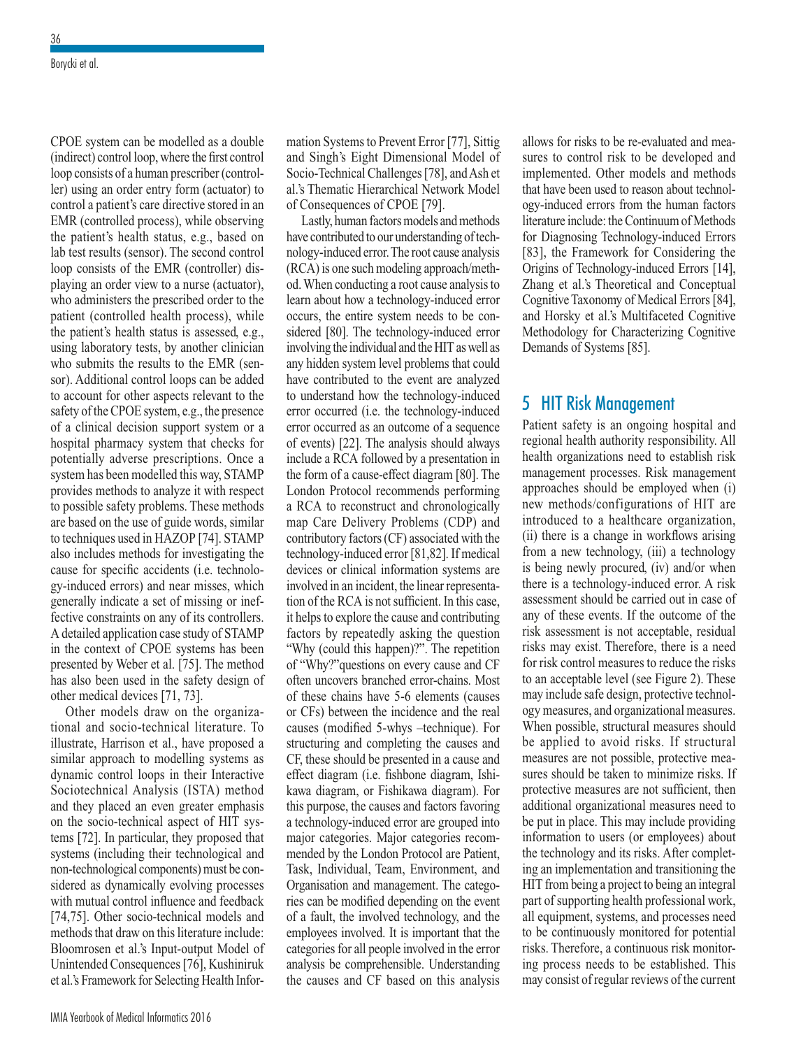CPOE system can be modelled as a double (indirect) control loop, where the first control loop consists of a human prescriber (controller) using an order entry form (actuator) to control a patient's care directive stored in an EMR (controlled process), while observing the patient's health status, e.g., based on lab test results (sensor). The second control loop consists of the EMR (controller) displaying an order view to a nurse (actuator), who administers the prescribed order to the patient (controlled health process), while the patient's health status is assessed, e.g., using laboratory tests, by another clinician who submits the results to the EMR (sensor). Additional control loops can be added to account for other aspects relevant to the safety of the CPOE system, e.g., the presence of a clinical decision support system or a hospital pharmacy system that checks for potentially adverse prescriptions. Once a system has been modelled this way, STAMP provides methods to analyze it with respect to possible safety problems. These methods are based on the use of guide words, similar to techniques used in HAZOP [74]. STAMP also includes methods for investigating the cause for specific accidents (i.e. technology-induced errors) and near misses, which generally indicate a set of missing or ineffective constraints on any of its controllers. A detailed application case study of STAMP in the context of CPOE systems has been presented by Weber et al. [75]. The method has also been used in the safety design of other medical devices [71, 73].

Other models draw on the organizational and socio-technical literature. To illustrate, Harrison et al., have proposed a similar approach to modelling systems as dynamic control loops in their Interactive Sociotechnical Analysis (ISTA) method and they placed an even greater emphasis on the socio-technical aspect of HIT systems [72]. In particular, they proposed that systems (including their technological and non-technological components) must be considered as dynamically evolving processes with mutual control influence and feedback [74,75]. Other socio-technical models and methods that draw on this literature include: Bloomrosen et al.'s Input-output Model of Unintended Consequences [76], Kushiniruk et al.'s Framework for Selecting Health Information Systems to Prevent Error [77], Sittig and Singh's Eight Dimensional Model of Socio-Technical Challenges [78], and Ash et al.'s Thematic Hierarchical Network Model of Consequences of CPOE [79].

Lastly, human factors models and methods have contributed to our understanding of technology-induced error. The root cause analysis (RCA) is one such modeling approach/method. When conducting a root cause analysis to learn about how a technology-induced error occurs, the entire system needs to be considered [80]. The technology-induced error involving the individual and the HIT as well as any hidden system level problems that could have contributed to the event are analyzed to understand how the technology-induced error occurred (i.e. the technology-induced error occurred as an outcome of a sequence of events) [22]. The analysis should always include a RCA followed by a presentation in the form of a cause-effect diagram [80]. The London Protocol recommends performing a RCA to reconstruct and chronologically map Care Delivery Problems (CDP) and contributory factors (CF) associated with the technology-induced error [81,82]. If medical devices or clinical information systems are involved in an incident, the linear representation of the RCA is not sufficient. In this case, it helps to explore the cause and contributing factors by repeatedly asking the question "Why (could this happen)?". The repetition of "Why?"questions on every cause and CF often uncovers branched error-chains. Most of these chains have 5-6 elements (causes or CFs) between the incidence and the real causes (modified 5-whys –technique). For structuring and completing the causes and CF, these should be presented in a cause and effect diagram (i.e. fishbone diagram, Ishikawa diagram, or Fishikawa diagram). For this purpose, the causes and factors favoring a technology-induced error are grouped into major categories. Major categories recommended by the London Protocol are Patient, Task, Individual, Team, Environment, and Organisation and management. The categories can be modified depending on the event of a fault, the involved technology, and the employees involved. It is important that the categories for all people involved in the error analysis be comprehensible. Understanding the causes and CF based on this analysis allows for risks to be re-evaluated and measures to control risk to be developed and implemented. Other models and methods that have been used to reason about technology-induced errors from the human factors literature include: the Continuum of Methods for Diagnosing Technology-induced Errors [83], the Framework for Considering the Origins of Technology-induced Errors [14], Zhang et al.'s Theoretical and Conceptual Cognitive Taxonomy of Medical Errors [84], and Horsky et al.'s Multifaceted Cognitive Methodology for Characterizing Cognitive Demands of Systems [85].

## 5 HIT Risk Management

Patient safety is an ongoing hospital and regional health authority responsibility. All health organizations need to establish risk management processes. Risk management approaches should be employed when (i) new methods/configurations of HIT are introduced to a healthcare organization, (ii) there is a change in workflows arising from a new technology, (iii) a technology is being newly procured, (iv) and/or when there is a technology-induced error. A risk assessment should be carried out in case of any of these events. If the outcome of the risk assessment is not acceptable, residual risks may exist. Therefore, there is a need for risk control measures to reduce the risks to an acceptable level (see Figure 2). These may include safe design, protective technology measures, and organizational measures. When possible, structural measures should be applied to avoid risks. If structural measures are not possible, protective measures should be taken to minimize risks. If protective measures are not sufficient, then additional organizational measures need to be put in place. This may include providing information to users (or employees) about the technology and its risks. After completing an implementation and transitioning the HIT from being a project to being an integral part of supporting health professional work, all equipment, systems, and processes need to be continuously monitored for potential risks. Therefore, a continuous risk monitoring process needs to be established. This may consist of regular reviews of the current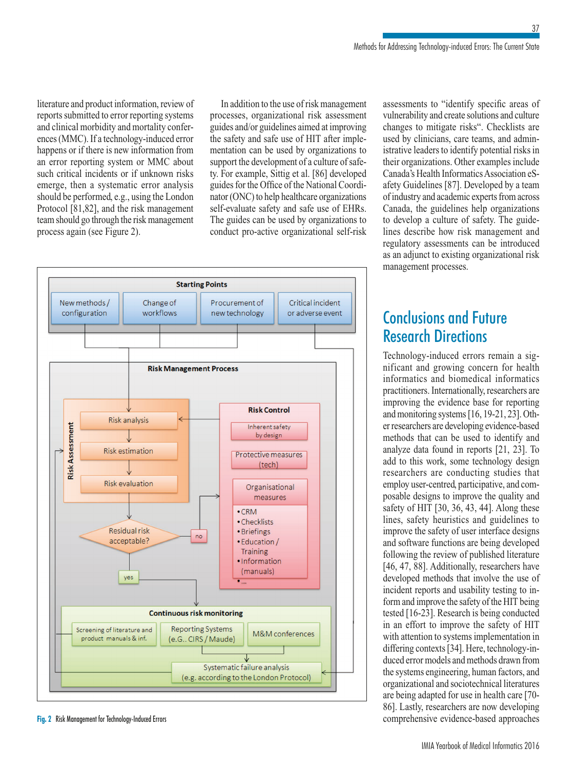literature and product information, review of reports submitted to error reporting systems and clinical morbidity and mortality conferences (MMC). If a technology-induced error happens or if there is new information from an error reporting system or MMC about such critical incidents or if unknown risks emerge, then a systematic error analysis should be performed, e.g., using the London Protocol [81,82], and the risk management team should go through the risk management process again (see Figure 2).

In addition to the use of risk management processes, organizational risk assessment guides and/or guidelines aimed at improving the safety and safe use of HIT after implementation can be used by organizations to support the development of a culture of safety. For example, Sittig et al. [86] developed guides for the Office of the National Coordinator (ONC) to help healthcare organizations self-evaluate safety and safe use of EHRs. The guides can be used by organizations to conduct pro-active organizational self-risk assessments to "identify specific areas of vulnerability and create solutions and culture changes to mitigate risks". Checklists are used by clinicians, care teams, and administrative leaders to identify potential risks in their organizations. Other examples include Canada's Health Informatics Association eSafety Guidelines [87]. Developed by a team of industry and academic experts from across Canada, the guidelines help organizations to develop a culture of safety. The guidelines describe how risk management and regulatory assessments can be introduced as an adjunct to existing organizational risk management processes.

**Fig. 2** Risk Management for Technology-Induced Errors

## Conclusions and Future Research Directions

Technology-induced errors remain a significant and growing concern for health informatics and biomedical informatics practitioners. Internationally, researchers are improving the evidence base for reporting and monitoring systems [16, 19-21, 23]. Other researchers are developing evidence-based methods that can be used to identify and analyze data found in reports [21, 23]. To add to this work, some technology design researchers are conducting studies that employ user-centred, participative, and composable designs to improve the quality and safety of HIT [30, 36, 43, 44]. Along these lines, safety heuristics and guidelines to improve the safety of user interface designs and software functions are being developed following the review of published literature [46, 47, 88]. Additionally, researchers have developed methods that involve the use of incident reports and usability testing to inform and improve the safety of the HIT being tested [16-23]. Research is being conducted in an effort to improve the safety of HIT with attention to systems implementation in differing contexts [34]. Here, technology-induced error models and methods drawn from the systems engineering, human factors, and organizational and sociotechnical literatures are being adapted for use in health care [70-86]. Lastly, researchers are now developing comprehensive evidence-based approaches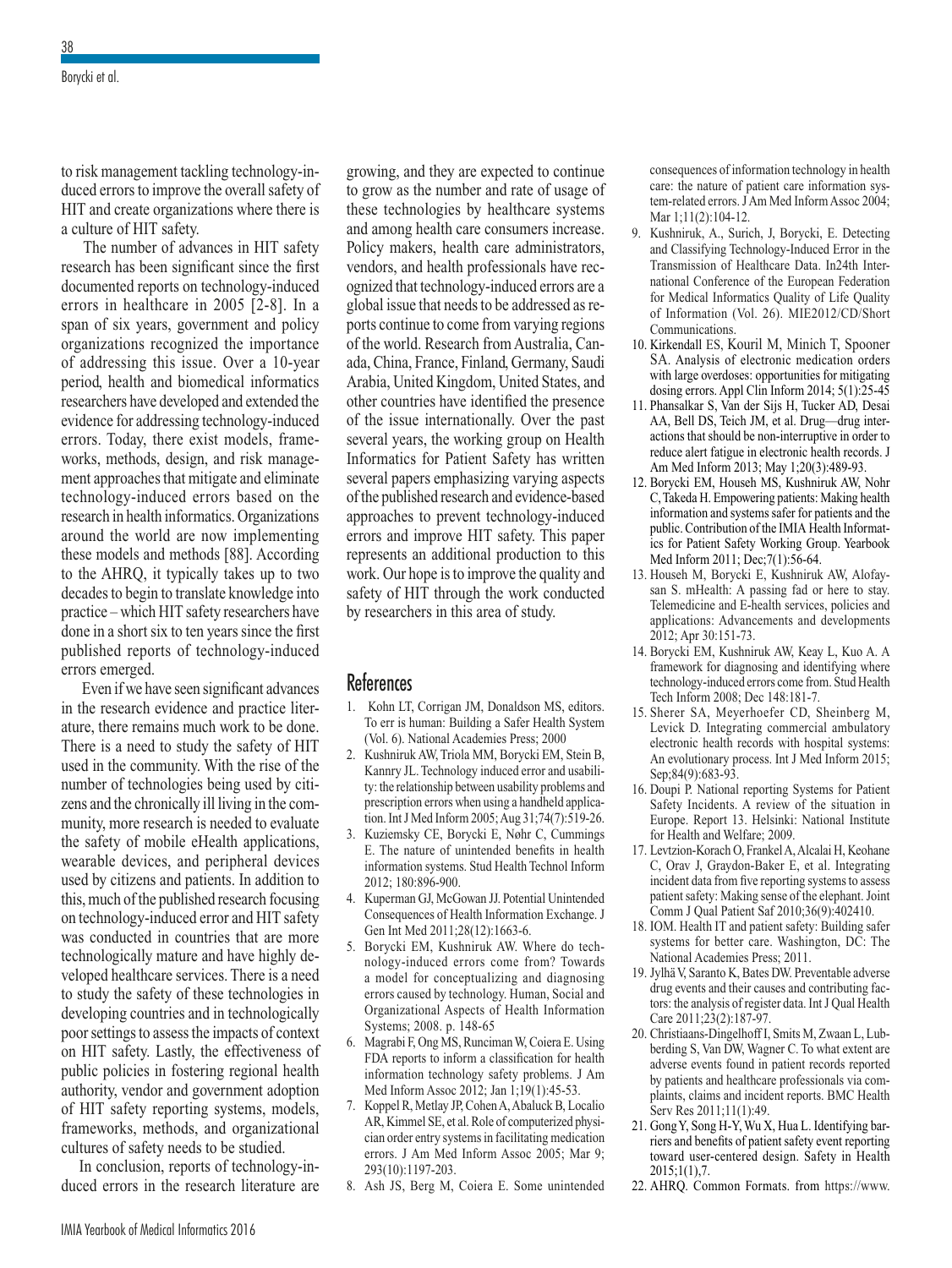to risk management tackling technology-induced errors to improve the overall safety of HIT and create organizations where there is a culture of HIT safety.

The number of advances in HIT safety research has been significant since the first documented reports on technology-induced errors in healthcare in 2005 [2-8]. In a span of six years, government and policy organizations recognized the importance of addressing this issue. Over a 10-year period, health and biomedical informatics researchers have developed and extended the evidence for addressing technology-induced errors. Today, there exist models, frameworks, methods, design, and risk management approaches that mitigate and eliminate technology-induced errors based on the research in health informatics. Organizations around the world are now implementing these models and methods [88]. According to the AHRQ, it typically takes up to two decades to begin to translate knowledge into practice – which HIT safety researchers have done in a short six to ten years since the first published reports of technology-induced errors emerged.

Even if we have seen significant advances in the research evidence and practice literature, there remains much work to be done. There is a need to study the safety of HIT used in the community. With the rise of the number of technologies being used by citizens and the chronically ill living in the community, more research is needed to evaluate the safety of mobile eHealth applications, wearable devices, and peripheral devices used by citizens and patients. In addition to this, much of the published research focusing on technology-induced error and HIT safety was conducted in countries that are more technologically mature and have highly developed healthcare services. There is a need to study the safety of these technologies in developing countries and in technologically poor settings to assess the impacts of context on HIT safety. Lastly, the effectiveness of public policies in fostering regional health authority, vendor and government adoption of HIT safety reporting systems, models, frameworks, methods, and organizational cultures of safety needs to be studied.

In conclusion, reports of technology-induced errors in the research literature are growing, and they are expected to continue to grow as the number and rate of usage of these technologies by healthcare systems and among health care consumers increase. Policy makers, health care administrators, vendors, and health professionals have recognized that technology-induced errors are a global issue that needs to be addressed as reports continue to come from varying regions of the world. Research from Australia, Canada, China, France, Finland, Germany, Saudi Arabia, United Kingdom, United States, and other countries have identified the presence of the issue internationally. Over the past several years, the working group on Health Informatics for Patient Safety has written several papers emphasizing varying aspects of the published research and evidence-based approaches to prevent technology-induced errors and improve HIT safety. This paper represents an additional production to this work. Our hope is to improve the quality and safety of HIT through the work conducted by researchers in this area of study.

## References

1. Kohn LT, Corrigan JM, Donaldson MS, editors. To err is human: Building a Safer Health System (Vol. 6). National Academies Press; 2000
2. Kushniruk AW, Triola MM, Borycki EM, Stein B, Kannry JL. Technology induced error and usability: the relationship between usability problems and prescription errors when using a handheld application. Int J Med Inform 2005; Aug 31;74(7):519-26.
3. Kuziemsky CE, Borycki E, Nøhr C, Cummings E. The nature of unintended benefits in health information systems. Stud Health Technol Inform 2012; 180:896-900.
4. Kuperman GJ, McGowan JJ. Potential Unintended Consequences of Health Information Exchange. J Gen Int Med 2011;28(12):1663-6.
5. Borycki EM, Kushniruk AW. Where do technology-induced errors come from? Towards a model for conceptualizing and diagnosing errors caused by technology. Human, Social and Organizational Aspects of Health Information Systems; 2008. p. 148-65
6. Magrabi F, Ong MS, Runciman W, Coiera E. Using FDA reports to inform a classification for health information technology safety problems. J Am Med Inform Assoc 2012; Jan 1;19(1):45-53.
7. Koppel R, Metlay JP, Cohen A, Abaluck B, Localio AR, Kimmel SE, et al. Role of computerized physician order entry systems in facilitating medication errors. J Am Med Inform Assoc 2005; Mar 9; 293(10):1197-203.
8. Ash JS, Berg M, Coiera E. Some unintended consequences of information technology in health care: the nature of patient care information system-related errors. J Am Med Inform Assoc 2004; Mar 1;11(2):104-12.
9. Kushniruk, A., Surich, J, Borycki, E. Detecting and Classifying Technology-Induced Error in the Transmission of Healthcare Data. In24th International Conference of the European Federation for Medical Informatics Quality of Life Quality of Information (Vol. 26). MIE2012/CD/Short Communications.
10. Kirkendall ES, Kouril M, Minich T, Spooner SA. Analysis of electronic medication orders with large overdoses: opportunities for mitigating dosing errors. Appl Clin Inform 2014; 5(1):25-45
11. Phansalkar S, Van der Sijs H, Tucker AD, Desai AA, Bell DS, Teich JM, et al. Drug—drug interactions that should be non-interruptive in order to reduce alert fatigue in electronic health records. J Am Med Inform 2013; May 1;20(3):489-93.
12. Borycki EM, Househ MS, Kushniruk AW, Nohr C, Takeda H. Empowering patients: Making health information and systems safer for patients and the public. Contribution of the IMIA Health Informatics for Patient Safety Working Group. Yearbook Med Inform 2011; Dec;7(1):56-64.
13. Househ M, Borycki E, Kushniruk AW, Alofaysan S. mHealth: A passing fad or here to stay. Telemedicine and E-health services, policies and applications: Advancements and developments 2012; Apr 30:151-73.
14. Borycki EM, Kushniruk AW, Keay L, Kuo A. A framework for diagnosing and identifying where technology-induced errors come from. Stud Health Tech Inform 2008; Dec 148:181-7.
15. Sherer SA, Meyerhoefer CD, Sheinberg M, Levick D. Integrating commercial ambulatory electronic health records with hospital systems: An evolutionary process. Int J Med Inform 2015; Sep;84(9):683-93.
16. Doupi P. National reporting Systems for Patient Safety Incidents. A review of the situation in Europe. Report 13. Helsinki: National Institute for Health and Welfare; 2009.
17. Levtzion-Korach O, Frankel A, Alcalai H, Keohane C, Orav J, Graydon-Baker E, et al. Integrating incident data from five reporting systems to assess patient safety: Making sense of the elephant. Joint Comm J Qual Patient Saf 2010;36(9):402410.
18. IOM. Health IT and patient safety: Building safer systems for better care. Washington, DC: The National Academies Press; 2011.
19. Jylhä V, Saranto K, Bates DW. Preventable adverse drug events and their causes and contributing factors: the analysis of register data. Int J Qual Health Care 2011;23(2):187-97.
20. Christiaans-Dingelhoff I, Smits M, Zwaan L, Lubberding S, Van DW, Wagner C. To what extent are adverse events found in patient records reported by patients and healthcare professionals via complaints, claims and incident reports. BMC Health Serv Res 2011;11(1):49.
21. Gong Y, Song H-Y, Wu X, Hua L. Identifying barriers and benefits of patient safety event reporting toward user-centered design. Safety in Health 2015;1(1),7.
22. AHRQ. Common Formats. from https://www.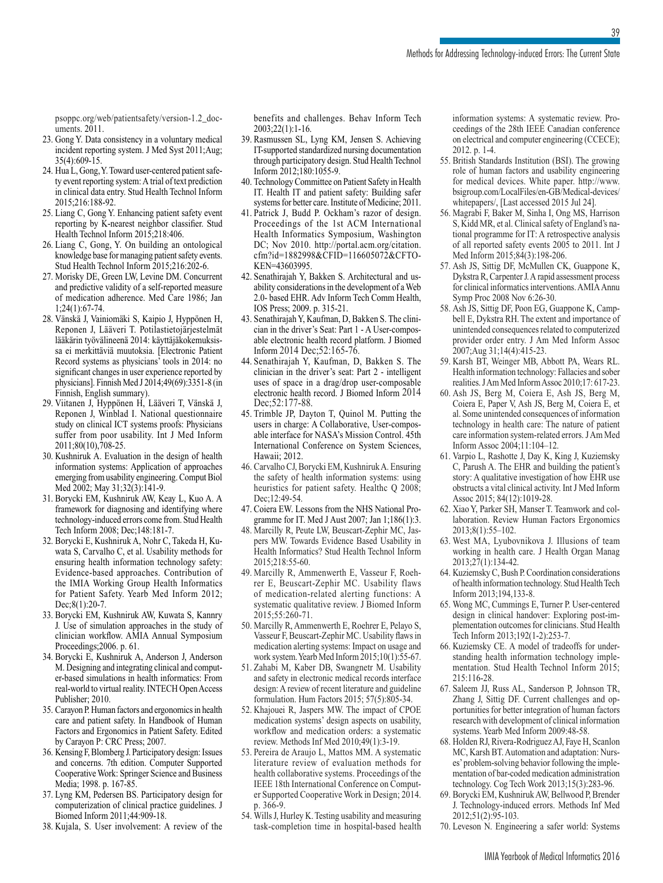psoppc.org/web/patientsafety/version-1.2_documents. 2011.

23. Gong Y. Data consistency in a voluntary medical incident reporting system. J Med Syst 2011;Aug; 35(4):609-15.
24. Hua L, Gong, Y. Toward user-centered patient safety event reporting system: A trial of text prediction in clinical data entry. Stud Health Technol Inform 2015;216:188-92.
25. Liang C, Gong Y. Enhancing patient safety event reporting by K-nearest neighbor classifier. Stud Health Technol Inform 2015;218:406.
26. Liang C, Gong, Y. On building an ontological knowledge base for managing patient safety events. Stud Health Technol Inform 2015;216:202-6.
27. Morisky DE, Green LW, Levine DM. Concurrent and predictive validity of a self-reported measure of medication adherence. Med Care 1986; Jan 1;24(1):67-74.
28. Vänskä J, Vainiomäki S, Kaipio J, Hyppönen H, Reponen J, Lääveri T. Potilastietojärjestelmät lääkärin työvälineenä 2014: käyttäjäkokemuksissa ei merkittäviä muutoksia. [Electronic Patient Record systems as physicians' tools in 2014: no significant changes in user experience reported by physicians]. Finnish Med J 2014;49(69):3351-8 (in Finnish, English summary).
29. Viitanen J, Hyppönen H, Lääveri T, Vänskä J, Reponen J, Winblad I. National questionnaire study on clinical ICT systems proofs: Physicians suffer from poor usability. Int J Med Inform 2011;80(10),708-25.
30. Kushniruk A. Evaluation in the design of health information systems: Application of approaches emerging from usability engineering. Comput Biol Med 2002; May 31;32(3):141-9.
31. Borycki EM, Kushniruk AW, Keay L, Kuo A. A framework for diagnosing and identifying where technology-induced errors come from. Stud Health Tech Inform 2008; Dec;148:181-7.
32. Borycki E, Kushniruk A, Nohr C, Takeda H, Kuwata S, Carvalho C, et al. Usability methods for ensuring health information technology safety: Evidence-based approaches. Contribution of the IMIA Working Group Health Informatics for Patient Safety. Yearb Med Inform 2012; Dec;8(1):20-7.
33. Borycki EM, Kushniruk AW, Kuwata S, Kannry J. Use of simulation approaches in the study of clinician workflow. AMIA Annual Symposium Proceedings;2006. p. 61.
34. Borycki E, Kushniruk A, Anderson J, Anderson M. Designing and integrating clinical and computer-based simulations in health informatics: From real-world to virtual reality. INTECH Open Access Publisher; 2010.
35. Carayon P. Human factors and ergonomics in health care and patient safety. In Handbook of Human Factors and Ergonomics in Patient Safety. Edited by Carayon P: CRC Press; 2007.
36. Kensing F, Blomberg J. Participatory design: Issues and concerns. 7th edition. Computer Supported Cooperative Work: Springer Science and Business Media; 1998. p. 167-85.
37. Lyng KM, Pedersen BS. Participatory design for computerization of clinical practice guidelines. J Biomed Inform 2011;44:909-18.
38. Kujala, S. User involvement: A review of the benefits and challenges. Behav Inform Tech 2003;22(1):1-16.
39. Rasmussen SL, Lyng KM, Jensen S. Achieving IT-supported standardized nursing documentation through participatory design. Stud Health Technol Inform 2012;180:1055-9.
40. Technology Committee on Patient Safety in Health IT. Health IT and patient safety: Building safer systems for better care. Institute of Medicine; 2011.
41. Patrick J, Budd P. Ockham's razor of design. Proceedings of the 1st ACM International Health Informatics Symposium, Washington DC; Nov 2010. http://portal.acm.org/citation.cfm?id=1882998&CFID=116605072&CFTOKEN=43603995.
42. Senathirajah Y, Bakken S. Architectural and usability considerations in the development of a Web 2.0- based EHR. Adv Inform Tech Comm Health, IOS Press; 2009. p. 315-21.
43. Senathirajah Y, Kaufman, D, Bakken S. The clinician in the driver's Seat: Part 1 - A User-composable electronic health record platform. J Biomed Inform 2014 Dec;52:165-76.
44. Senathirajah Y, Kaufman, D, Bakken S. The clinician in the driver's seat: Part 2 - intelligent uses of space in a drag/drop user-composable electronic health record. J Biomed Inform 2014 Dec;52:177-88.
45. Trimble JP, Dayton T, Quinol M. Putting the users in charge: A Collaborative, User-composable interface for NASA's Mission Control. 45th International Conference on System Sciences, Hawaii; 2012.
46. Carvalho CJ, Borycki EM, Kushniruk A. Ensuring the safety of health information systems: using heuristics for patient safety. Healthc Q 2008; Dec;12:49-54.
47. Coiera EW. Lessons from the NHS National Programme for IT. Med J Aust 2007; Jan 1;186(1):3.
48. Marcilly R, Peute LW, Beuscart-Zephir MC, Jaspers MW. Towards Evidence Based Usability in Health Informatics? Stud Health Technol Inform 2015;218:55-60.
49. Marcilly R, Ammenwerth E, Vasseur F, Roehrer E, Beuscart-Zephir MC. Usability flaws of medication-related alerting functions: A systematic qualitative review. J Biomed Inform 2015;55:260-71.
50. Marcilly R, Ammenwerth E, Roehrer E, Pelayo S, Vasseur F, Beuscart-Zephir MC. Usability flaws in medication alerting systems: Impact on usage and work system. Yearb Med Inform 2015;10(1):55-67.
51. Zahabi M, Kaber DB, Swangnetr M. Usability and safety in electronic medical records interface design: A review of recent literature and guideline formulation. Hum Factors 2015; 57(5):805-34.
52. Khajouei R, Jaspers MW. The impact of CPOE medication systems' design aspects on usability, workflow and medication orders: a systematic review. Methods Inf Med 2010;49(1):3-19.
53. Pereira de Araujo L, Mattos MM. A systematic literature review of evaluation methods for health collaborative systems. Proceedings of the IEEE 18th International Conference on Computer Supported Cooperative Work in Design; 2014. p. 366-9.
54. Wills J, Hurley K. Testing usability and measuring task-completion time in hospital-based health information systems: A systematic review. Proceedings of the 28th IEEE Canadian conference on electrical and computer engineering (CCECE); 2012. p. 1-4.
55. British Standards Institution (BSI). The growing role of human factors and usability engineering for medical devices. White paper. http://www.bsigroup.com/LocalFiles/en-GB/Medical-devices/whitepapers/, [Last accessed 2015 Jul 24].
56. Magrabi F, Baker M, Sinha I, Ong MS, Harrison S, Kidd MR, et al. Clinical safety of England's national programme for IT: A retrospective analysis of all reported safety events 2005 to 2011. Int J Med Inform 2015;84(3):198-206.
57. Ash JS, Sittig DF, McMullen CK, Guappone K, Dykstra R, Carpenter J. A rapid assessment process for clinical informatics interventions. AMIA Annu Symp Proc 2008 Nov 6:26-30.
58. Ash JS, Sittig DF, Poon EG, Guappone K, Campbell E, Dykstra RH. The extent and importance of unintended consequences related to computerized provider order entry. J Am Med Inform Assoc 2007;Aug 31;14(4):415-23.
59. Karsh BT, Weinger MB, Abbott PA, Wears RL. Health information technology: Fallacies and sober realities. J Am Med Inform Assoc 2010;17: 617-23.
60. Ash JS, Berg M, Coiera E, Ash JS, Berg M, Coiera E, Paper V, Ash JS, Berg M, Coiera E, et al. Some unintended consequences of information technology in health care: The nature of patient care information system-related errors. J Am Med Inform Assoc 2004;11:104–12.
61. Varpio L, Rashotte J, Day K, King J, Kuziemsky C, Parush A. The EHR and building the patient's story: A qualitative investigation of how EHR use obstructs a vital clinical activity. Int J Med Inform Assoc 2015; 84(12):1019-28.
62. Xiao Y, Parker SH, Manser T. Teamwork and collaboration. Review Human Factors Ergonomics 2013;8(1):55–102.
63. West MA, Lyubovnikova J. Illusions of team working in health care. J Health Organ Manag 2013;27(1):134-42.
64. Kuziemsky C, Bush P. Coordination considerations of health information technology. Stud Health Tech Inform 2013;194,133-8.
65. Wong MC, Cummings E, Turner P. User-centered design in clinical handover: Exploring post-implementation outcomes for clinicians. Stud Health Tech Inform 2013;192(1-2):253-7.
66. Kuziemsky CE. A model of tradeoffs for understanding health information technology implementation. Stud Health Technol Inform 2015; 215:116-28.
67. Saleem JJ, Russ AL, Sanderson P, Johnson TR, Zhang J, Sittig DF. Current challenges and opportunities for better integration of human factors research with development of clinical information systems. Yearb Med Inform 2009:48-58.
68. Holden RJ, Rivera-Rodriguez AJ, Faye H, Scanlon MC, Karsh BT. Automation and adaptation: Nurses' problem-solving behavior following the implementation of bar-coded medication administration technology. Cog Tech Work 2013;15(3):283-96.
69. Borycki EM, Kushniruk AW, Bellwood P, Brender J. Technology-induced errors. Methods Inf Med 2012;51(2):95-103.
70. Leveson N. Engineering a safer world: Systems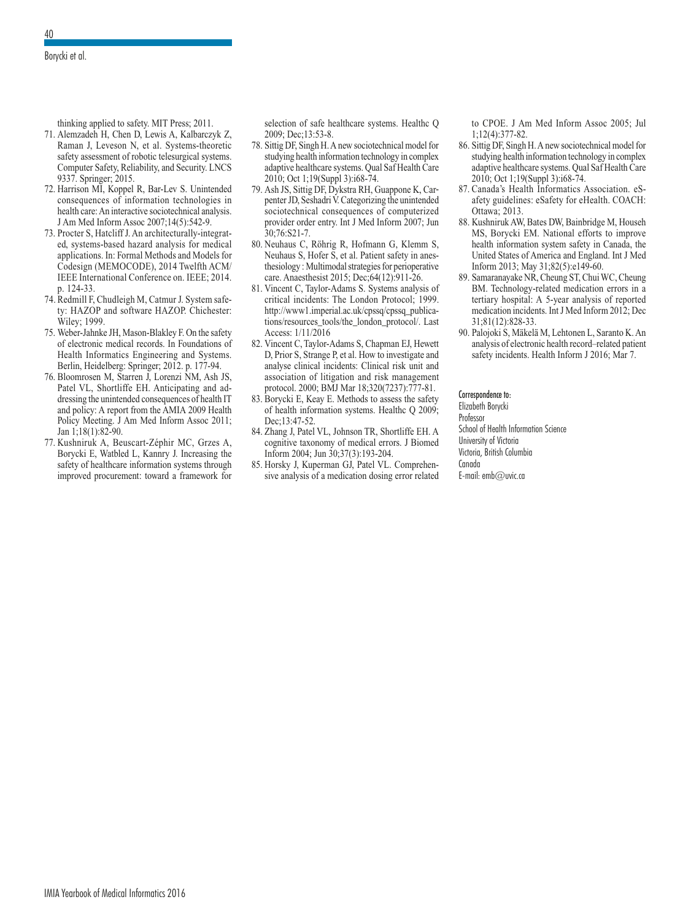thinking applied to safety. MIT Press; 2011.

71. Alemzadeh H, Chen D, Lewis A, Kalbarczyk Z, Raman J, Leveson N, et al. Systems-theoretic safety assessment of robotic telesurgical systems. Computer Safety, Reliability, and Security. LNCS 9337. Springer; 2015.
72. Harrison MI, Koppel R, Bar-Lev S. Unintended consequences of information technologies in health care: An interactive sociotechnical analysis. J Am Med Inform Assoc 2007;14(5):542-9.
73. Procter S, Hatcliff J. An architecturally-integrated, systems-based hazard analysis for medical applications. In: Formal Methods and Models for Codesign (MEMOCODE), 2014 Twelfth ACM/IEEE International Conference on. IEEE; 2014. p. 124-33.
74. Redmill F, Chudleigh M, Catmur J. System safety: HAZOP and software HAZOP. Chichester: Wiley; 1999.
75. Weber-Jahnke JH, Mason-Blakley F. On the safety of electronic medical records. In Foundations of Health Informatics Engineering and Systems. Berlin, Heidelberg: Springer; 2012. p. 177-94.
76. Bloomrosen M, Starren J, Lorenzi NM, Ash JS, Patel VL, Shortliffe EH. Anticipating and addressing the unintended consequences of health IT and policy: A report from the AMIA 2009 Health Policy Meeting. J Am Med Inform Assoc 2011; Jan 1;18(1):82-90.
77. Kushniruk A, Beuscart-Zéphir MC, Grzes A, Borycki E, Watbled L, Kannry J. Increasing the safety of healthcare information systems through improved procurement: toward a framework for selection of safe healthcare systems. Healthc Q 2009; Dec;13:53-8.
78. Sittig DF, Singh H. A new sociotechnical model for studying health information technology in complex adaptive healthcare systems. Qual Saf Health Care 2010; Oct 1;19(Suppl 3):i68-74.
79. Ash JS, Sittig DF, Dykstra RH, Guappone K, Carpenter JD, Seshadri V. Categorizing the unintended sociotechnical consequences of computerized provider order entry. Int J Med Inform 2007; Jun 30;76:S21-7.
80. Neuhaus C, Röhrig R, Hofmann G, Klemm S, Neuhaus S, Hofer S, et al. Patient safety in anesthesiology: Multimodal strategies for perioperative care. Anaesthesist 2015; Dec;64(12):911-26.
81. Vincent C, Taylor-Adams S. Systems analysis of critical incidents: The London Protocol; 1999. http://www1.imperial.ac.uk/cpssq/cpssq_publications/resources_tools/the_london_protocol/. Last Access: 1/11/2016
82. Vincent C, Taylor-Adams S, Chapman EJ, Hewett D, Prior S, Strange P, et al. How to investigate and analyse clinical incidents: Clinical risk unit and association of litigation and risk management protocol. 2000; BMJ Mar 18;320(7237):777-81.
83. Borycki E, Keay E. Methods to assess the safety of health information systems. Healthc Q 2009; Dec;13:47-52.
84. Zhang J, Patel VL, Johnson TR, Shortliffe EH. A cognitive taxonomy of medical errors. J Biomed Inform 2004; Jun 30;37(3):193-204.
85. Horsky J, Kuperman GJ, Patel VL. Comprehensive analysis of a medication dosing error related to CPOE. J Am Med Inform Assoc 2005; Jul 1;12(4):377-82.
86. Sittig DF, Singh H. A new sociotechnical model for studying health information technology in complex adaptive healthcare systems. Qual Saf Health Care 2010; Oct 1;19(Suppl 3):i68-74.
87. Canada's Health Informatics Association. eSafety guidelines: eSafety for eHealth. COACH: Ottawa; 2013.
88. Kushniruk AW, Bates DW, Bainbridge M, Househ MS, Borycki EM. National efforts to improve health information system safety in Canada, the United States of America and England. Int J Med Inform 2013; May 31;82(5):e149-60.
89. Samaranayake NR, Cheung ST, Chui WC, Cheung BM. Technology-related medication errors in a tertiary hospital: A 5-year analysis of reported medication incidents. Int J Med Inform 2012; Dec 31;81(12):828-33.
90. Palojoki S, Mäkelä M, Lehtonen L, Saranto K. An analysis of electronic health record–related patient safety incidents. Health Inform J 2016; Mar 7.

Correspondence to:  
Elizabeth Borycki  
Professor  
School of Health Information Science  
University of Victoria  
Victoria, British Columbia  
Canada  
E-mail: emb@uvic.ca